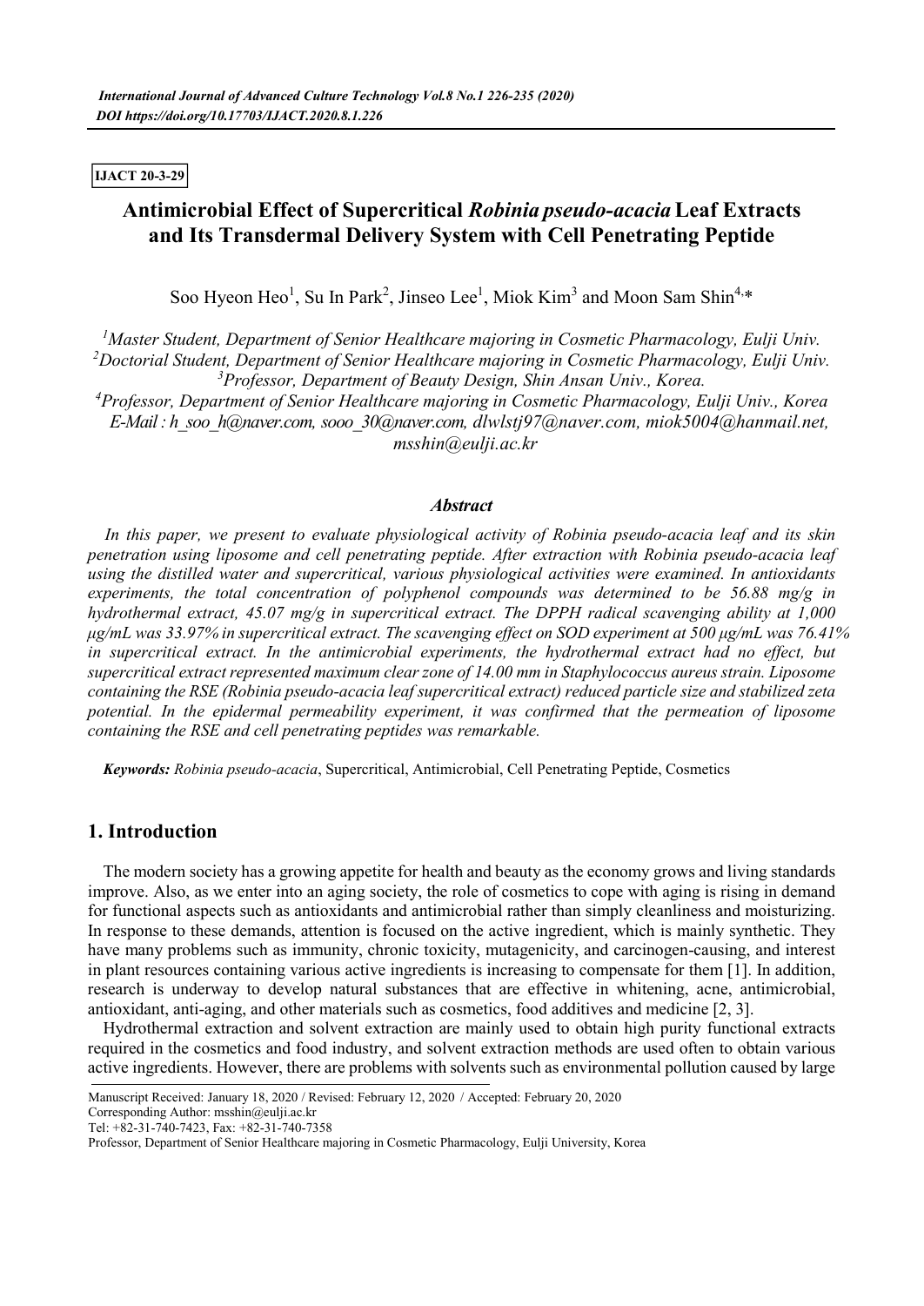IJACT 20-3-29

# Antimicrobial Effect of Supercritical *Robinia pseudo-acacia* Leaf Extracts and Its Transdermal Delivery System with Cell Penetrating Peptide

Soo Hyeon Heo[1], Su In Park[2], Jinseo Lee[1], Miok Kim[3] and Moon Sam Shin[4,*]

[1]Master Student, Department of Senior Healthcare majoring in Cosmetic Pharmacology, Eulji Univ.
[2]Doctorial Student, Department of Senior Healthcare majoring in Cosmetic Pharmacology, Eulji Univ.
[3]Professor, Department of Beauty Design, Shin Ansan Univ., Korea.
[4]Professor, Department of Senior Healthcare majoring in Cosmetic Pharmacology, Eulji Univ., Korea
E-Mail : h_soo_h@naver.com, sooo_30@naver.com, dlwlstj97@naver.com, miok5004@hanmail.net, msshin@eulji.ac.kr

### *Abstract*

*In this paper, we present to evaluate physiological activity of Robinia pseudo-acacia leaf and its skin penetration using liposome and cell penetrating peptide. After extraction with Robinia pseudo-acacia leaf using the distilled water and supercritical, various physiological activities were examined. In antioxidants experiments, the total concentration of polyphenol compounds was determined to be 56.88 mg/g in hydrothermal extract, 45.07 mg/g in supercritical extract. The DPPH radical scavenging ability at 1,000 μg/mL was 33.97% in supercritical extract. The scavenging effect on SOD experiment at 500 μg/mL was 76.41% in supercritical extract. In the antimicrobial experiments, the hydrothermal extract had no effect, but supercritical extract represented maximum clear zone of 14.00 mm in Staphylococcus aureus strain. Liposome containing the RSE (Robinia pseudo-acacia leaf supercritical extract) reduced particle size and stabilized zeta potential. In the epidermal permeability experiment, it was confirmed that the permeation of liposome containing the RSE and cell penetrating peptides was remarkable.*

***Keywords:*** *Robinia pseudo-acacia*, Supercritical, Antimicrobial, Cell Penetrating Peptide, Cosmetics

## 1. Introduction

The modern society has a growing appetite for health and beauty as the economy grows and living standards improve. Also, as we enter into an aging society, the role of cosmetics to cope with aging is rising in demand for functional aspects such as antioxidants and antimicrobial rather than simply cleanliness and moisturizing. In response to these demands, attention is focused on the active ingredient, which is mainly synthetic. They have many problems such as immunity, chronic toxicity, mutagenicity, and carcinogen-causing, and interest in plant resources containing various active ingredients is increasing to compensate for them [1]. In addition, research is underway to develop natural substances that are effective in whitening, acne, antimicrobial, antioxidant, anti-aging, and other materials such as cosmetics, food additives and medicine [2, 3].

Hydrothermal extraction and solvent extraction are mainly used to obtain high purity functional extracts required in the cosmetics and food industry, and solvent extraction methods are used often to obtain various active ingredients. However, there are problems with solvents such as environmental pollution caused by large

Manuscript Received: January 18, 2020 / Revised: February 12, 2020 / Accepted: February 20, 2020
Corresponding Author: msshin@eulji.ac.kr
Tel: +82-31-740-7423, Fax: +82-31-740-7358
Professor, Department of Senior Healthcare majoring in Cosmetic Pharmacology, Eulji University, Korea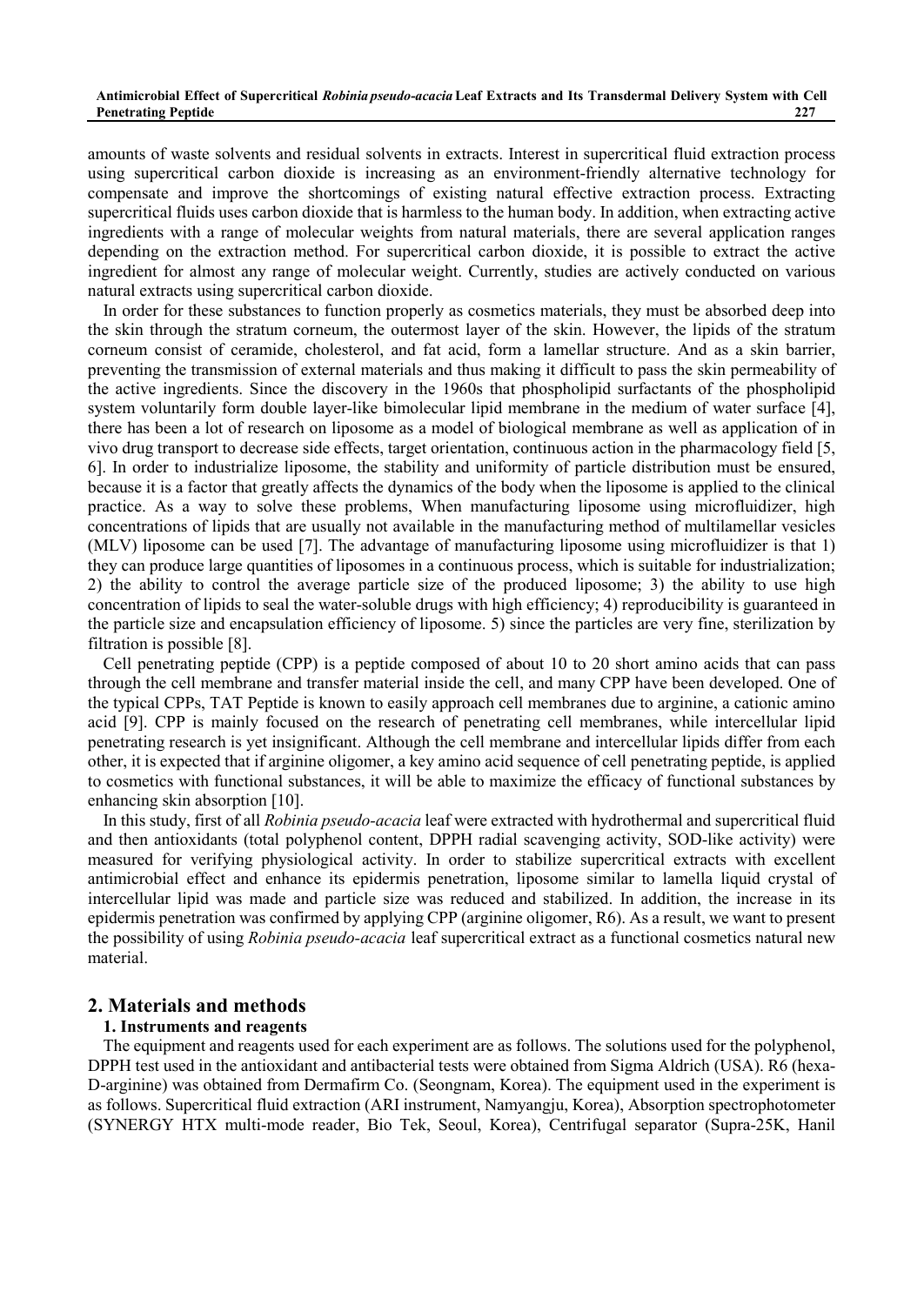amounts of waste solvents and residual solvents in extracts. Interest in supercritical fluid extraction process using supercritical carbon dioxide is increasing as an environment-friendly alternative technology for compensate and improve the shortcomings of existing natural effective extraction process. Extracting supercritical fluids uses carbon dioxide that is harmless to the human body. In addition, when extracting active ingredients with a range of molecular weights from natural materials, there are several application ranges depending on the extraction method. For supercritical carbon dioxide, it is possible to extract the active ingredient for almost any range of molecular weight. Currently, studies are actively conducted on various natural extracts using supercritical carbon dioxide.

In order for these substances to function properly as cosmetics materials, they must be absorbed deep into the skin through the stratum corneum, the outermost layer of the skin. However, the lipids of the stratum corneum consist of ceramide, cholesterol, and fat acid, form a lamellar structure. And as a skin barrier, preventing the transmission of external materials and thus making it difficult to pass the skin permeability of the active ingredients. Since the discovery in the 1960s that phospholipid surfactants of the phospholipid system voluntarily form double layer-like bimolecular lipid membrane in the medium of water surface [4], there has been a lot of research on liposome as a model of biological membrane as well as application of in vivo drug transport to decrease side effects, target orientation, continuous action in the pharmacology field [5, 6]. In order to industrialize liposome, the stability and uniformity of particle distribution must be ensured, because it is a factor that greatly affects the dynamics of the body when the liposome is applied to the clinical practice. As a way to solve these problems, When manufacturing liposome using microfluidizer, high concentrations of lipids that are usually not available in the manufacturing method of multilamellar vesicles (MLV) liposome can be used [7]. The advantage of manufacturing liposome using microfluidizer is that 1) they can produce large quantities of liposomes in a continuous process, which is suitable for industrialization; 2) the ability to control the average particle size of the produced liposome; 3) the ability to use high concentration of lipids to seal the water-soluble drugs with high efficiency; 4) reproducibility is guaranteed in the particle size and encapsulation efficiency of liposome. 5) since the particles are very fine, sterilization by filtration is possible [8].

Cell penetrating peptide (CPP) is a peptide composed of about 10 to 20 short amino acids that can pass through the cell membrane and transfer material inside the cell, and many CPP have been developed. One of the typical CPPs, TAT Peptide is known to easily approach cell membranes due to arginine, a cationic amino acid [9]. CPP is mainly focused on the research of penetrating cell membranes, while intercellular lipid penetrating research is yet insignificant. Although the cell membrane and intercellular lipids differ from each other, it is expected that if arginine oligomer, a key amino acid sequence of cell penetrating peptide, is applied to cosmetics with functional substances, it will be able to maximize the efficacy of functional substances by enhancing skin absorption [10].

In this study, first of all *Robinia pseudo-acacia* leaf were extracted with hydrothermal and supercritical fluid and then antioxidants (total polyphenol content, DPPH radial scavenging activity, SOD-like activity) were measured for verifying physiological activity. In order to stabilize supercritical extracts with excellent antimicrobial effect and enhance its epidermis penetration, liposome similar to lamella liquid crystal of intercellular lipid was made and particle size was reduced and stabilized. In addition, the increase in its epidermis penetration was confirmed by applying CPP (arginine oligomer, R6). As a result, we want to present the possibility of using *Robinia pseudo-acacia* leaf supercritical extract as a functional cosmetics natural new material.

## 2. Materials and methods

### 1. Instruments and reagents

The equipment and reagents used for each experiment are as follows. The solutions used for the polyphenol, DPPH test used in the antioxidant and antibacterial tests were obtained from Sigma Aldrich (USA). R6 (hexa-D-arginine) was obtained from Dermafirm Co. (Seongnam, Korea). The equipment used in the experiment is as follows. Supercritical fluid extraction (ARI instrument, Namyangju, Korea), Absorption spectrophotometer (SYNERGY HTX multi-mode reader, Bio Tek, Seoul, Korea), Centrifugal separator (Supra-25K, Hanil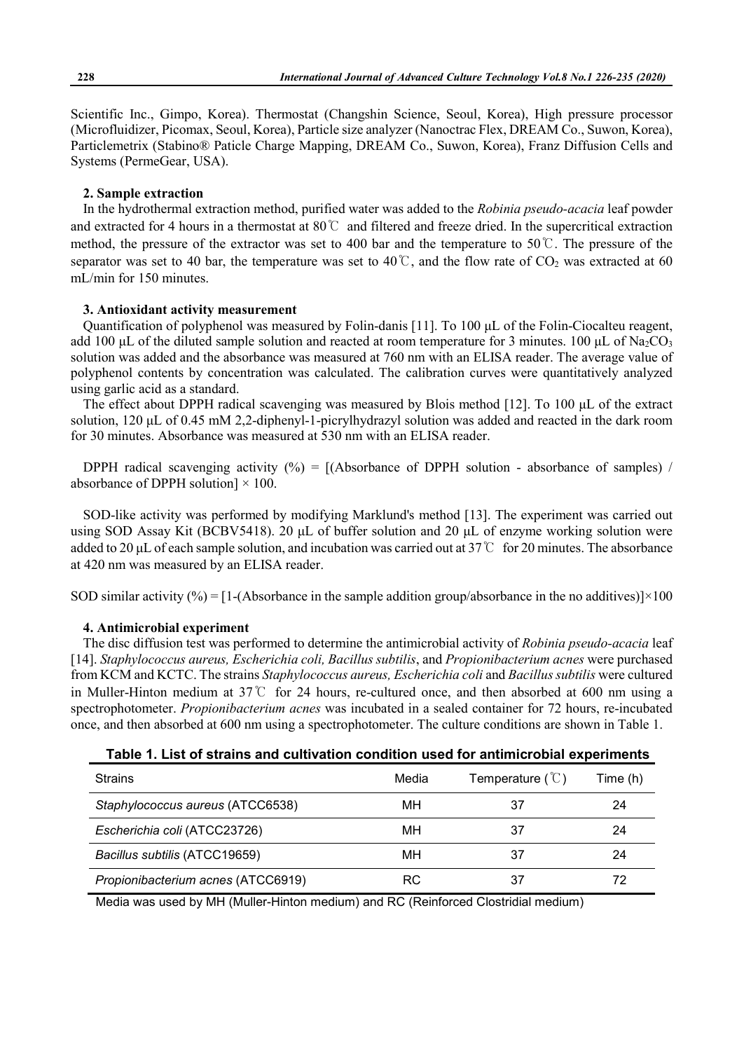Scientific Inc., Gimpo, Korea). Thermostat (Changshin Science, Seoul, Korea), High pressure processor (Microfluidizer, Picomax, Seoul, Korea), Particle size analyzer (Nanoctrac Flex, DREAM Co., Suwon, Korea), Particlemetrix (Stabino® Paticle Charge Mapping, DREAM Co., Suwon, Korea), Franz Diffusion Cells and Systems (PermeGear, USA).

### 2. Sample extraction

In the hydrothermal extraction method, purified water was added to the *Robinia pseudo-acacia* leaf powder and extracted for 4 hours in a thermostat at 80℃ and filtered and freeze dried. In the supercritical extraction method, the pressure of the extractor was set to 400 bar and the temperature to 50℃. The pressure of the separator was set to 40 bar, the temperature was set to 40℃, and the flow rate of $CO_2$ was extracted at 60 mL/min for 150 minutes.

### 3. Antioxidant activity measurement

Quantification of polyphenol was measured by Folin-danis [11]. To 100 μL of the Folin-Ciocalteu reagent, add 100 μL of the diluted sample solution and reacted at room temperature for 3 minutes. 100 μL of $Na_2CO_3$ solution was added and the absorbance was measured at 760 nm with an ELISA reader. The average value of polyphenol contents by concentration was calculated. The calibration curves were quantitatively analyzed using garlic acid as a standard.

The effect about DPPH radical scavenging was measured by Blois method [12]. To 100 μL of the extract solution, 120 μL of 0.45 mM 2,2-diphenyl-1-picrylhydrazyl solution was added and reacted in the dark room for 30 minutes. Absorbance was measured at 530 nm with an ELISA reader.

DPPH radical scavenging activity (%) = [(Absorbance of DPPH solution - absorbance of samples) / absorbance of DPPH solution] × 100.

SOD-like activity was performed by modifying Marklund's method [13]. The experiment was carried out using SOD Assay Kit (BCBV5418). 20 μL of buffer solution and 20 μL of enzyme working solution were added to 20 μL of each sample solution, and incubation was carried out at 37℃ for 20 minutes. The absorbance at 420 nm was measured by an ELISA reader.

SOD similar activity (%) = [1-(Absorbance in the sample addition group/absorbance in the no additives)]×100

### 4. Antimicrobial experiment

The disc diffusion test was performed to determine the antimicrobial activity of *Robinia pseudo-acacia* leaf [14]. *Staphylococcus aureus, Escherichia coli, Bacillus subtilis*, and *Propionibacterium acnes* were purchased from KCM and KCTC. The strains *Staphylococcus aureus, Escherichia coli* and *Bacillus subtilis* were cultured in Muller-Hinton medium at 37℃ for 24 hours, re-cultured once, and then absorbed at 600 nm using a spectrophotometer. *Propionibacterium acnes* was incubated in a sealed container for 72 hours, re-incubated once, and then absorbed at 600 nm using a spectrophotometer. The culture conditions are shown in Table 1.

**Table 1. List of strains and cultivation condition used for antimicrobial experiments**

| Strains | Media | Temperature (℃) | Time (h) |
|---|---|---|---|
| *Staphylococcus aureus* (ATCC6538) | MH | 37 | 24 |
| *Escherichia coli* (ATCC23726) | MH | 37 | 24 |
| *Bacillus subtilis* (ATCC19659) | MH | 37 | 24 |
| *Propionibacterium acnes* (ATCC6919) | RC | 37 | 72 |

Media was used by MH (Muller-Hinton medium) and RC (Reinforced Clostridial medium)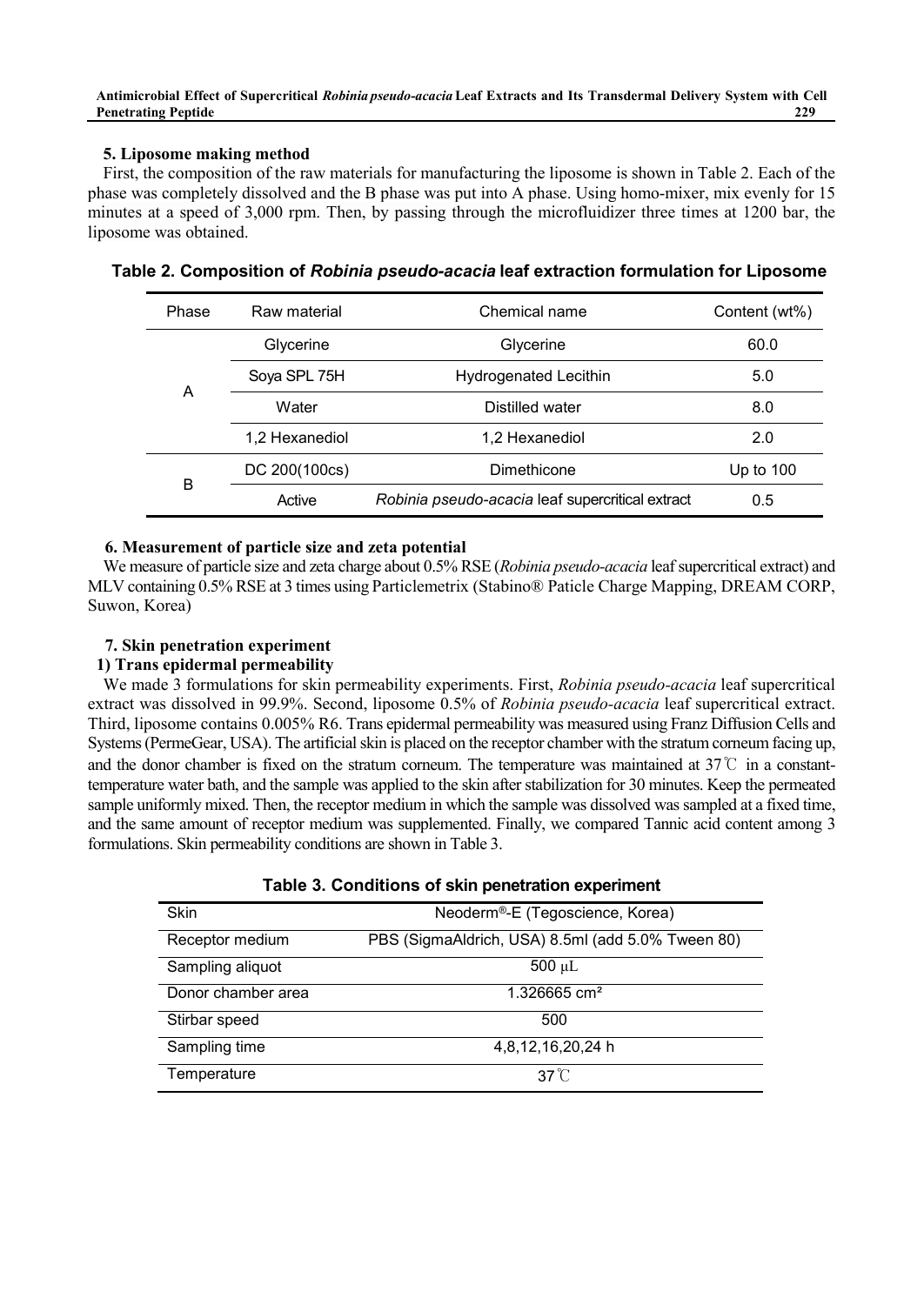### 5. Liposome making method

First, the composition of the raw materials for manufacturing the liposome is shown in Table 2. Each of the phase was completely dissolved and the B phase was put into A phase. Using homo-mixer, mix evenly for 15 minutes at a speed of 3,000 rpm. Then, by passing through the microfluidizer three times at 1200 bar, the liposome was obtained.

**Table 2. Composition of *Robinia pseudo-acacia* leaf extraction formulation for Liposome**

| Phase | Raw material | Chemical name | Content (wt%) |
|---|---|---|---|
| A | Glycerine | Glycerine | 60.0 |
| | Soya SPL 75H | Hydrogenated Lecithin | 5.0 |
| | Water | Distilled water | 8.0 |
| | 1,2 Hexanediol | 1,2 Hexanediol | 2.0 |
| B | DC 200(100cs) | Dimethicone | Up to 100 |
| | Active | *Robinia pseudo-acacia* leaf supercritical extract | 0.5 |

### 6. Measurement of particle size and zeta potential

We measure of particle size and zeta charge about 0.5% RSE (*Robinia pseudo-acacia* leaf supercritical extract) and MLV containing 0.5% RSE at 3 times using Particlemetrix (Stabino® Paticle Charge Mapping, DREAM CORP, Suwon, Korea)

### 7. Skin penetration experiment

#### 1) Trans epidermal permeability

We made 3 formulations for skin permeability experiments. First, *Robinia pseudo-acacia* leaf supercritical extract was dissolved in 99.9%. Second, liposome 0.5% of *Robinia pseudo-acacia* leaf supercritical extract. Third, liposome contains 0.005% R6. Trans epidermal permeability was measured using Franz Diffusion Cells and Systems (PermeGear, USA). The artificial skin is placed on the receptor chamber with the stratum corneum facing up, and the donor chamber is fixed on the stratum corneum. The temperature was maintained at 37℃ in a constant-temperature water bath, and the sample was applied to the skin after stabilization for 30 minutes. Keep the permeated sample uniformly mixed. Then, the receptor medium in which the sample was dissolved was sampled at a fixed time, and the same amount of receptor medium was supplemented. Finally, we compared Tannic acid content among 3 formulations. Skin permeability conditions are shown in Table 3.

**Table 3. Conditions of skin penetration experiment**

| Skin | Neoderm®-E (Tegoscience, Korea) |
|---|---|
| Receptor medium | PBS (SigmaAldrich, USA) 8.5ml (add 5.0% Tween 80) |
| Sampling aliquot | 500 μL |
| Donor chamber area | 1.326665 $cm^2$ |
| Stirbar speed | 500 |
| Sampling time | 4,8,12,16,20,24 h |
| Temperature | 37℃ |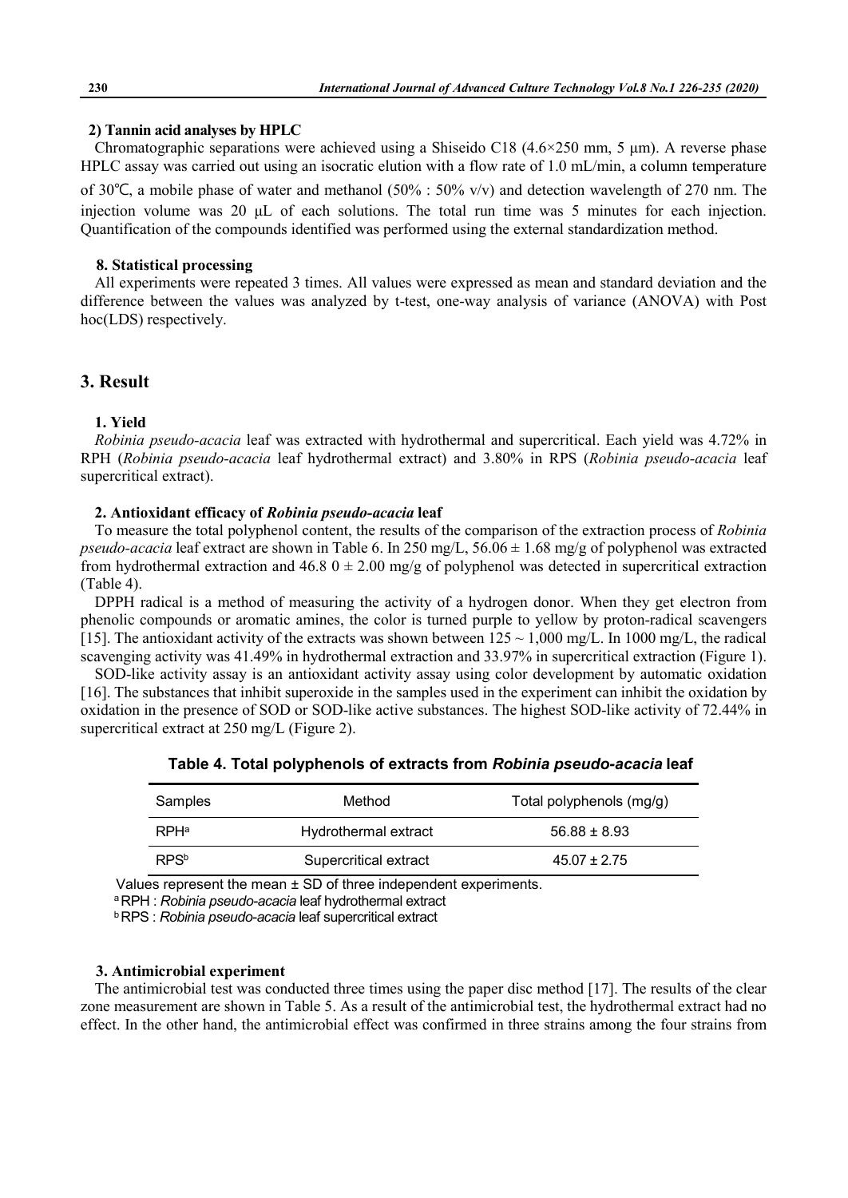#### 2) Tannin acid analyses by HPLC

Chromatographic separations were achieved using a Shiseido C18 (4.6×250 mm, 5 μm). A reverse phase HPLC assay was carried out using an isocratic elution with a flow rate of 1.0 mL/min, a column temperature of 30℃, a mobile phase of water and methanol (50% : 50% v/v) and detection wavelength of 270 nm. The injection volume was 20 μL of each solutions. The total run time was 5 minutes for each injection. Quantification of the compounds identified was performed using the external standardization method.

### 8. Statistical processing

All experiments were repeated 3 times. All values were expressed as mean and standard deviation and the difference between the values was analyzed by t-test, one-way analysis of variance (ANOVA) with Post hoc(LDS) respectively.

## 3. Result

### 1. Yield

*Robinia pseudo-acacia* leaf was extracted with hydrothermal and supercritical. Each yield was 4.72% in RPH (*Robinia pseudo-acacia* leaf hydrothermal extract) and 3.80% in RPS (*Robinia pseudo-acacia* leaf supercritical extract).

### 2. Antioxidant efficacy of *Robinia pseudo-acacia* leaf

To measure the total polyphenol content, the results of the comparison of the extraction process of *Robinia pseudo-acacia* leaf extract are shown in Table 6. In 250 mg/L, 56.06 ± 1.68 mg/g of polyphenol was extracted from hydrothermal extraction and 46.8 0 ± 2.00 mg/g of polyphenol was detected in supercritical extraction (Table 4).

DPPH radical is a method of measuring the activity of a hydrogen donor. When they get electron from phenolic compounds or aromatic amines, the color is turned purple to yellow by proton-radical scavengers [15]. The antioxidant activity of the extracts was shown between 125 ~ 1,000 mg/L. In 1000 mg/L, the radical scavenging activity was 41.49% in hydrothermal extraction and 33.97% in supercritical extraction (Figure 1).

SOD-like activity assay is an antioxidant activity assay using color development by automatic oxidation [16]. The substances that inhibit superoxide in the samples used in the experiment can inhibit the oxidation by oxidation in the presence of SOD or SOD-like active substances. The highest SOD-like activity of 72.44% in supercritical extract at 250 mg/L (Figure 2).

**Table 4. Total polyphenols of extracts from *Robinia pseudo-acacia* leaf**

| Samples | Method | Total polyphenols (mg/g) |
|---|---|---|
| RPH[a] | Hydrothermal extract | 56.88 ± 8.93 |
| RPS[b] | Supercritical extract | 45.07 ± 2.75 |

Values represent the mean ± SD of three independent experiments.

[a] RPH : *Robinia pseudo-acacia* leaf hydrothermal extract

[b] RPS : *Robinia pseudo-acacia* leaf supercritical extract

### 3. Antimicrobial experiment

The antimicrobial test was conducted three times using the paper disc method [17]. The results of the clear zone measurement are shown in Table 5. As a result of the antimicrobial test, the hydrothermal extract had no effect. In the other hand, the antimicrobial effect was confirmed in three strains among the four strains from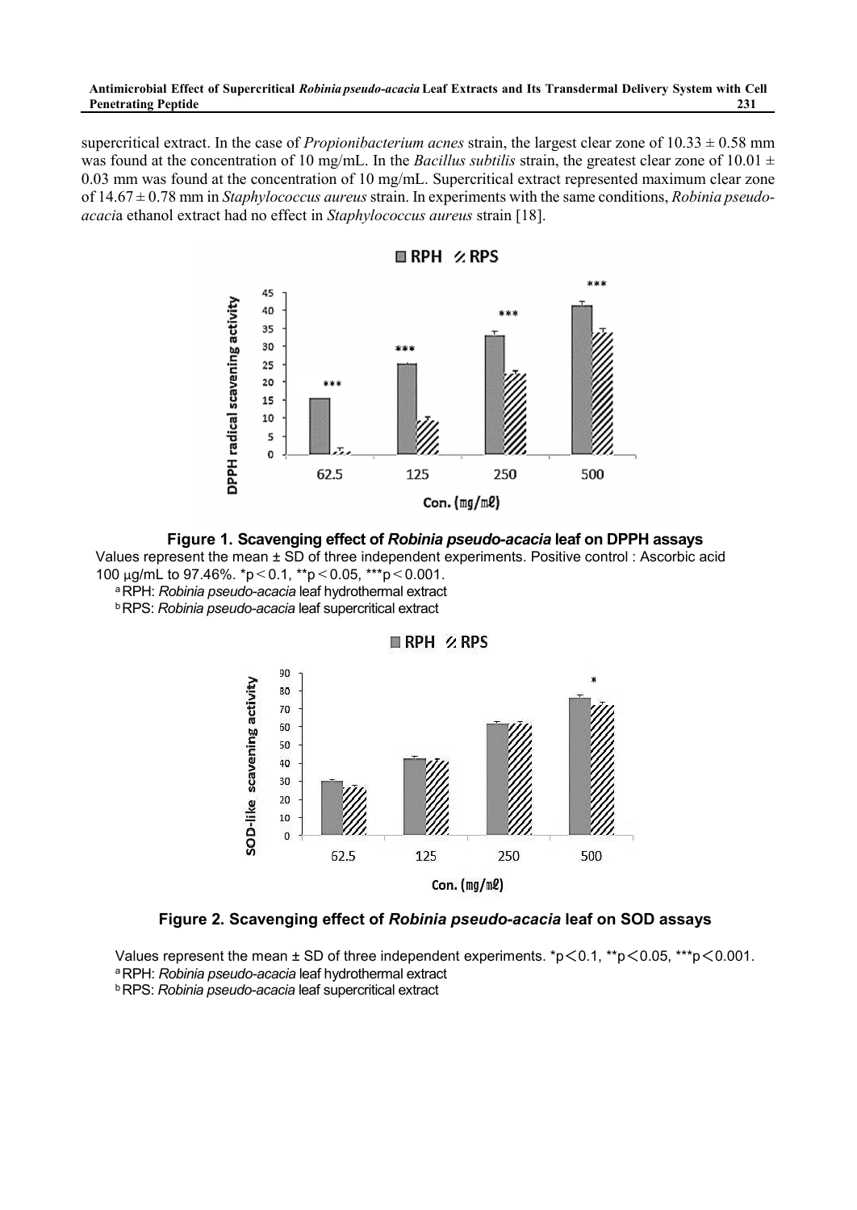supercritical extract. In the case of *Propionibacterium acnes* strain, the largest clear zone of $10.33 \pm 0.58$ mm was found at the concentration of 10 mg/mL. In the *Bacillus subtilis* strain, the greatest clear zone of $10.01 \pm 0.03$ mm was found at the concentration of 10 mg/mL. Supercritical extract represented maximum clear zone of $14.67 \pm 0.78$ mm in *Staphylococcus aureus* strain. In experiments with the same conditions, *Robinia pseudo-acacia* ethanol extract had no effect in *Staphylococcus aureus* strain [18].

**Figure 1. Scavenging effect of *Robinia pseudo-acacia* leaf on DPPH assays**

Values represent the mean ± SD of three independent experiments. Positive control : Ascorbic acid 100 μg/mL to 97.46%. $^{*}p < 0.1$, $^{**}p < 0.05$, $^{***}p < 0.001$.

[a] RPH: *Robinia pseudo-acacia* leaf hydrothermal extract

[b] RPS: *Robinia pseudo-acacia* leaf supercritical extract

**Figure 2. Scavenging effect of *Robinia pseudo-acacia* leaf on SOD assays**

Values represent the mean ± SD of three independent experiments. $^{*}p < 0.1$, $^{**}p < 0.05$, $^{***}p < 0.001$.

[a] RPH: *Robinia pseudo-acacia* leaf hydrothermal extract

[b] RPS: *Robinia pseudo-acacia* leaf supercritical extract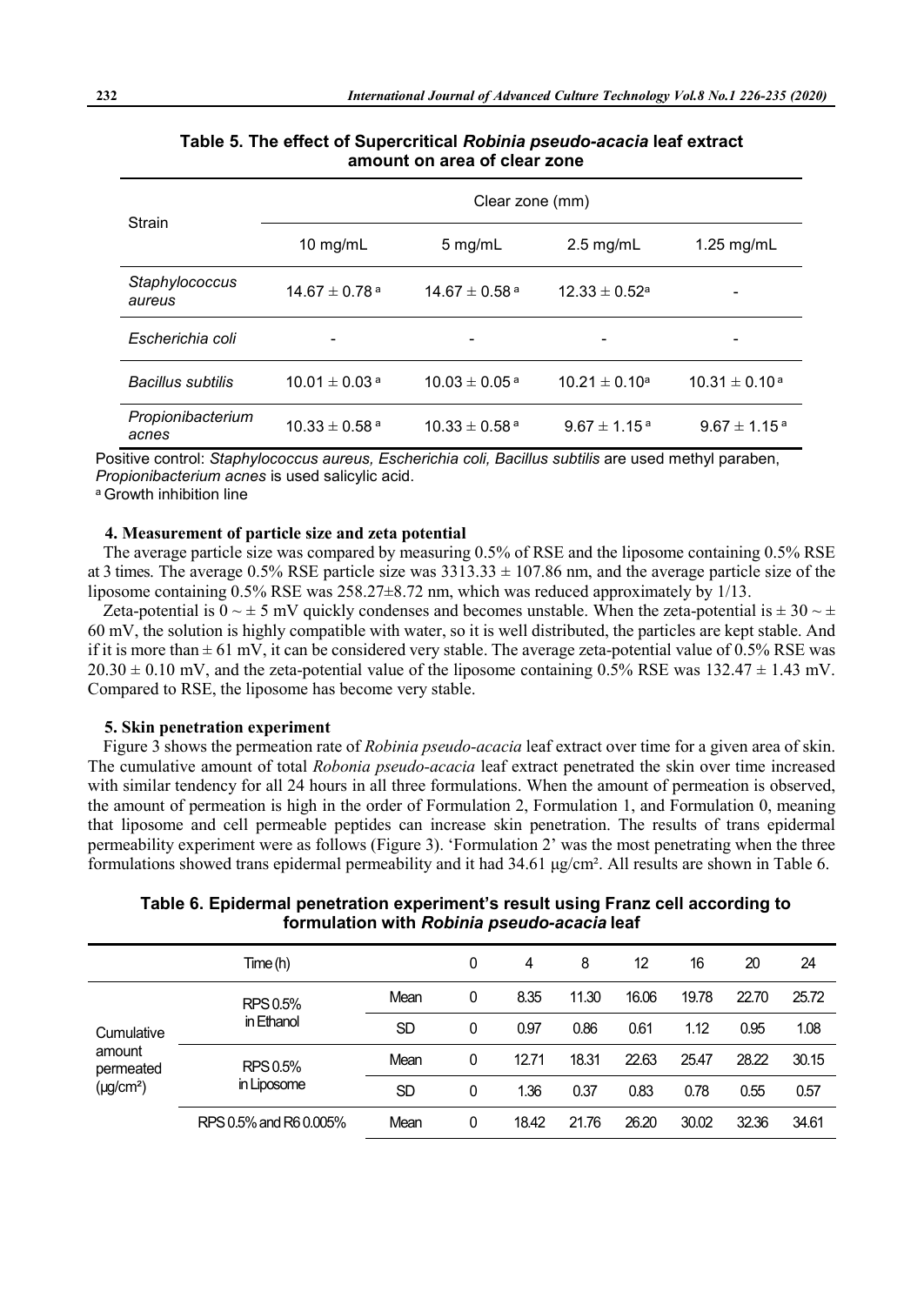**Table 5. The effect of Supercritical *Robinia pseudo-acacia* leaf extract amount on area of clear zone**

| Strain | Clear zone (mm) | | | |
|---|---|---|---|---|
| | 10 mg/mL | 5 mg/mL | 2.5 mg/mL | 1.25 mg/mL |
| *Staphylococcus aureus* | 14.67 ± 0.78 [a] | 14.67 ± 0.58 [a] | 12.33 ± 0.52[a] | - |
| *Escherichia coli* | - | - | - | - |
| *Bacillus subtilis* | 10.01 ± 0.03 [a] | 10.03 ± 0.05 [a] | 10.21 ± 0.10[a] | 10.31 ± 0.10 [a] |
| *Propionibacterium acnes* | 10.33 ± 0.58 [a] | 10.33 ± 0.58 [a] | 9.67 ± 1.15 [a] | 9.67 ± 1.15 [a] |

Positive control: *Staphylococcus aureus, Escherichia coli, Bacillus subtilis* are used methyl paraben, *Propionibacterium acnes* is used salicylic acid.

[a] Growth inhibition line

### 4. Measurement of particle size and zeta potential

The average particle size was compared by measuring 0.5% of RSE and the liposome containing 0.5% RSE at 3 times. The average 0.5% RSE particle size was 3313.33 ± 107.86 nm, and the average particle size of the liposome containing 0.5% RSE was 258.27±8.72 nm, which was reduced approximately by 1/13.

Zeta-potential is 0 ~ ± 5 mV quickly condenses and becomes unstable. When the zeta-potential is ± 30 ~ ± 60 mV, the solution is highly compatible with water, so it is well distributed, the particles are kept stable. And if it is more than ± 61 mV, it can be considered very stable. The average zeta-potential value of 0.5% RSE was 20.30 ± 0.10 mV, and the zeta-potential value of the liposome containing 0.5% RSE was 132.47 ± 1.43 mV. Compared to RSE, the liposome has become very stable.

### 5. Skin penetration experiment

Figure 3 shows the permeation rate of *Robinia pseudo-acacia* leaf extract over time for a given area of skin. The cumulative amount of total *Robonia pseudo-acacia* leaf extract penetrated the skin over time increased with similar tendency for all 24 hours in all three formulations. When the amount of permeation is observed, the amount of permeation is high in the order of Formulation 2, Formulation 1, and Formulation 0, meaning that liposome and cell permeable peptides can increase skin penetration. The results of trans epidermal permeability experiment were as follows (Figure 3). 'Formulation 2' was the most penetrating when the three formulations showed trans epidermal permeability and it had 34.61 μg/cm². All results are shown in Table 6.

**Table 6. Epidermal penetration experiment's result using Franz cell according to formulation with *Robinia pseudo-acacia* leaf**

| | Time (h) | | 0 | 4 | 8 | 12 | 16 | 20 | 24 |
|---|---|---|---|---|---|---|---|---|---|
| Cumulative amount permeated (μg/cm²) | RPS 0.5% in Ethanol | Mean | 0 | 8.35 | 11.30 | 16.06 | 19.78 | 22.70 | 25.72 |
| | | SD | 0 | 0.97 | 0.86 | 0.61 | 1.12 | 0.95 | 1.08 |
| | RPS 0.5% in Liposome | Mean | 0 | 12.71 | 18.31 | 22.63 | 25.47 | 28.22 | 30.15 |
| | | SD | 0 | 1.36 | 0.37 | 0.83 | 0.78 | 0.55 | 0.57 |
| | RPS 0.5% and R6 0.005% | Mean | 0 | 18.42 | 21.76 | 26.20 | 30.02 | 32.36 | 34.61 |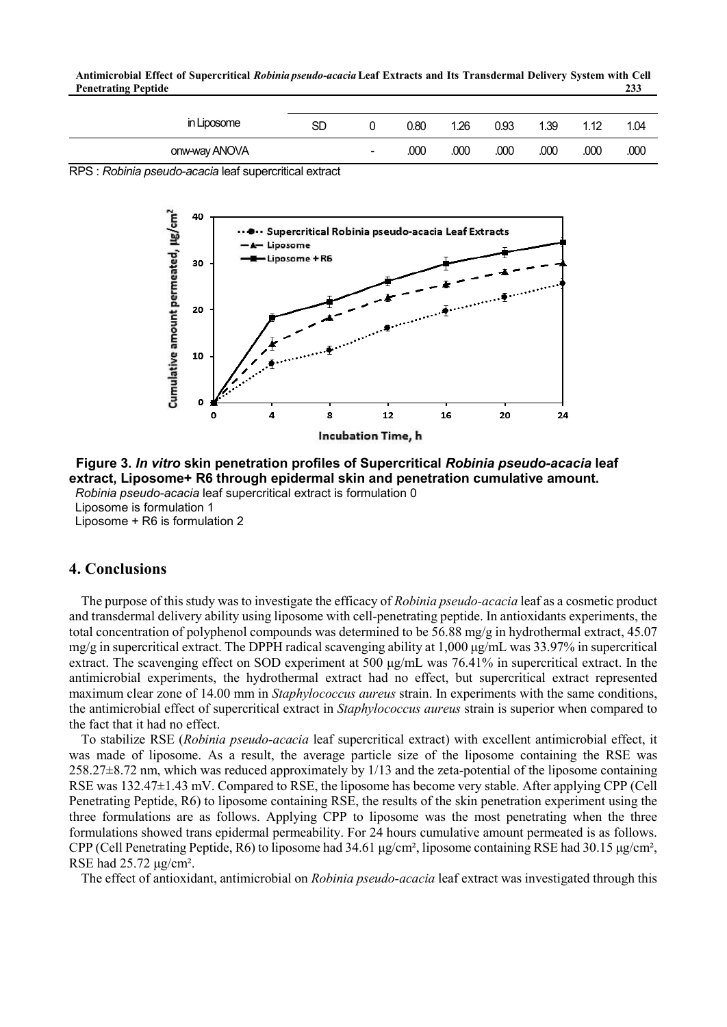| in Liposome | SD | 0 | 0.80 | 1.26 | 0.93 | 1.39 | 1.12 | 1.04 |
|---|---|---|---|---|---|---|---|---|
| onw-way ANOVA | | - | .000 | .000 | .000 | .000 | .000 | .000 |

RPS : *Robinia pseudo-acacia* leaf supercritical extract

**Figure 3. *In vitro* skin penetration profiles of Supercritical *Robinia pseudo-acacia* leaf extract, Liposome+ R6 through epidermal skin and penetration cumulative amount.**

*Robinia pseudo-acacia* leaf supercritical extract is formulation 0

Liposome is formulation 1

Liposome + R6 is formulation 2

## 4. Conclusions

The purpose of this study was to investigate the efficacy of *Robinia pseudo-acacia* leaf as a cosmetic product and transdermal delivery ability using liposome with cell-penetrating peptide. In antioxidants experiments, the total concentration of polyphenol compounds was determined to be 56.88 mg/g in hydrothermal extract, 45.07 mg/g in supercritical extract. The DPPH radical scavenging ability at 1,000 μg/mL was 33.97% in supercritical extract. The scavenging effect on SOD experiment at 500 μg/mL was 76.41% in supercritical extract. In the antimicrobial experiments, the hydrothermal extract had no effect, but supercritical extract represented maximum clear zone of 14.00 mm in *Staphylococcus aureus* strain. In experiments with the same conditions, the antimicrobial effect of supercritical extract in *Staphylococcus aureus* strain is superior when compared to the fact that it had no effect.

To stabilize RSE (*Robinia pseudo-acacia* leaf supercritical extract) with excellent antimicrobial effect, it was made of liposome. As a result, the average particle size of the liposome containing the RSE was 258.27±8.72 nm, which was reduced approximately by 1/13 and the zeta-potential of the liposome containing RSE was 132.47±1.43 mV. Compared to RSE, the liposome has become very stable. After applying CPP (Cell Penetrating Peptide, R6) to liposome containing RSE, the results of the skin penetration experiment using the three formulations are as follows. Applying CPP to liposome was the most penetrating when the three formulations showed trans epidermal permeability. For 24 hours cumulative amount permeated is as follows. CPP (Cell Penetrating Peptide, R6) to liposome had 34.61 μg/cm², liposome containing RSE had 30.15 μg/cm², RSE had 25.72 μg/cm².

The effect of antioxidant, antimicrobial on *Robinia pseudo-acacia* leaf extract was investigated through this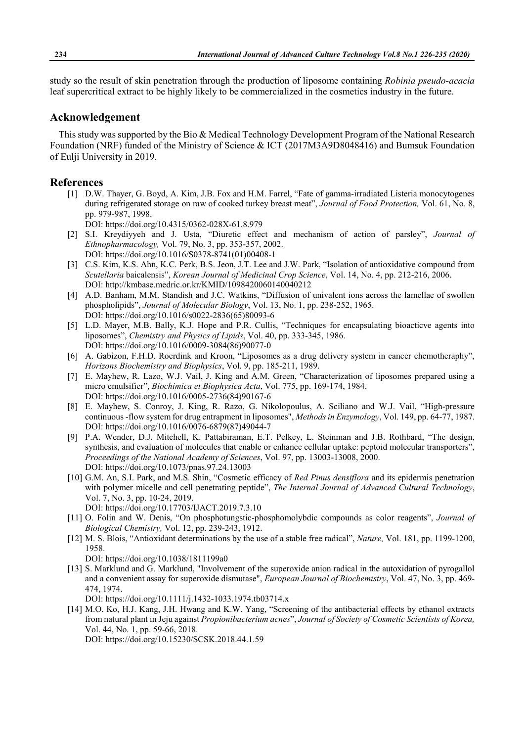study so the result of skin penetration through the production of liposome containing *Robinia pseudo-acacia* leaf supercritical extract to be highly likely to be commercialized in the cosmetics industry in the future.

## Acknowledgement

This study was supported by the Bio & Medical Technology Development Program of the National Research Foundation (NRF) funded of the Ministry of Science & ICT (2017M3A9D8048416) and Bumsuk Foundation of Eulji University in 2019.

## References

[1] D.W. Thayer, G. Boyd, A. Kim, J.B. Fox and H.M. Farrel, "Fate of gamma-irradiated Listeria monocytogenes during refrigerated storage on raw of cooked turkey breast meat", *Journal of Food Protection,* Vol. 61, No. 8, pp. 979-987, 1998.
DOI: https://doi.org/10.4315/0362-028X-61.8.979

[2] S.I. Kreydiyyeh and J. Usta, "Diuretic effect and mechanism of action of parsley", *Journal of Ethnopharmacology,* Vol. 79, No. 3, pp. 353-357, 2002.
DOI: https://doi.org/10.1016/S0378-8741(01)00408-1

[3] C.S. Kim, K.S. Ahn, K.C. Perk, B.S. Jeon, J.T. Lee and J.W. Park, "Isolation of antioxidative compound from *Scutellaria* baicalensis", *Korean Journal of Medicinal Crop Science*, Vol. 14, No. 4, pp. 212-216, 2006.
DOI: http://kmbase.medric.or.kr/KMID/1098420060140040212

[4] A.D. Banham, M.M. Standish and J.C. Watkins, "Diffusion of univalent ions across the lamellae of swollen phospholipids", *Journal of Molecular Biology*, Vol. 13, No. 1, pp. 238-252, 1965.
DOI: https://doi.org/10.1016/s0022-2836(65)80093-6

[5] L.D. Mayer, M.B. Bally, K.J. Hope and P.R. Cullis, "Techniques for encapsulating bioacticve agents into liposomes", *Chemistry and Physics of Lipids*, Vol. 40, pp. 333-345, 1986.
DOI: https://doi.org/10.1016/0009-3084(86)90077-0

[6] A. Gabizon, F.H.D. Roerdink and Kroon, "Liposomes as a drug delivery system in cancer chemotheraphy", *Horizons Biochemistry and Biophysics*, Vol. 9, pp. 185-211, 1989.

[7] E. Mayhew, R. Lazo, W.J. Vail, J. King and A.M. Green, "Characterization of liposomes prepared using a micro emulsifier", *Biochimica et Biophysica Acta*, Vol. 775, pp. 169-174, 1984.
DOI: https://doi.org/10.1016/0005-2736(84)90167-6

[8] E. Mayhew, S. Conroy, J. King, R. Razo, G. Nikolopoulus, A. Sciliano and W.J. Vail, "High-pressure continuous -flow system for drug entrapment in liposomes", *Methods in Enzymology*, Vol. 149, pp. 64-77, 1987.
DOI: https://doi.org/10.1016/0076-6879(87)49044-7

[9] P.A. Wender, D.J. Mitchell, K. Pattabiraman, E.T. Pelkey, L. Steinman and J.B. Rothbard, "The design, synthesis, and evaluation of molecules that enable or enhance cellular uptake: peptoid molecular transporters", *Proceedings of the National Academy of Sciences*, Vol. 97, pp. 13003-13008, 2000.
DOI: https://doi.org/10.1073/pnas.97.24.13003

[10] G.M. An, S.I. Park, and M.S. Shin, "Cosmetic efficacy of *Red Pinus densiflora* and its epidermis penetration with polymer micelle and cell penetrating peptide", *The Internal Journal of Advanced Cultural Technology*, Vol. 7, No. 3, pp. 10-24, 2019.
DOI: https://doi.org/10.17703/IJACT.2019.7.3.10

[11] O. Folin and W. Denis, "On phosphotungstic-phosphomolybdic compounds as color reagents", *Journal of Biological Chemistry,* Vol. 12, pp. 239-243, 1912.

[12] M. S. Blois, "Antioxidant determinations by the use of a stable free radical", *Nature,* Vol. 181, pp. 1199-1200, 1958.
DOI: https://doi.org/10.1038/1811199a0

[13] S. Marklund and G. Marklund, "Involvement of the superoxide anion radical in the autoxidation of pyrogallol and a convenient assay for superoxide dismutase", *European Journal of Biochemistry*, Vol. 47, No. 3, pp. 469-474, 1974.
DOI: https://doi.org/10.1111/j.1432-1033.1974.tb03714.x

[14] M.O. Ko, H.J. Kang, J.H. Hwang and K.W. Yang, "Screening of the antibacterial effects by ethanol extracts from natural plant in Jeju against *Propionibacterium acnes*", *Journal of Society of Cosmetic Scientists of Korea,* Vol. 44, No. 1, pp. 59-66, 2018.
DOI: https://doi.org/10.15230/SCSK.2018.44.1.59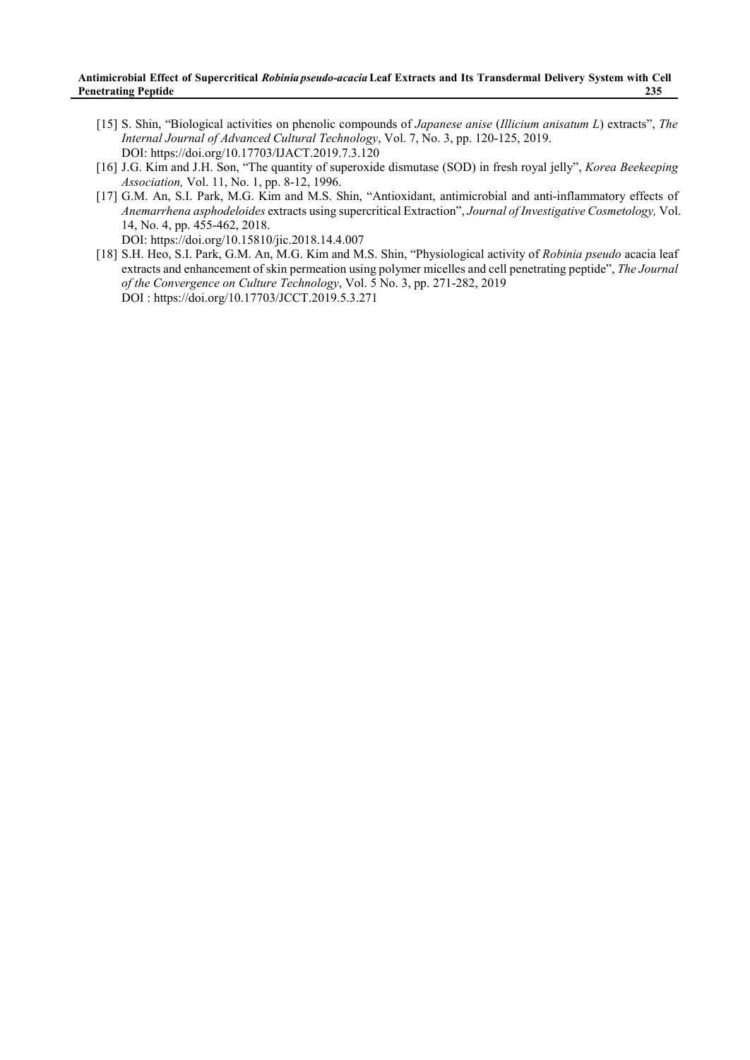[15] S. Shin, "Biological activities on phenolic compounds of *Japanese anise* (*Illicium anisatum L*) extracts", *The Internal Journal of Advanced Cultural Technology*, Vol. 7, No. 3, pp. 120-125, 2019. DOI: https://doi.org/10.17703/IJACT.2019.7.3.120

[16] J.G. Kim and J.H. Son, "The quantity of superoxide dismutase (SOD) in fresh royal jelly", *Korea Beekeeping Association,* Vol. 11, No. 1, pp. 8-12, 1996.

[17] G.M. An, S.I. Park, M.G. Kim and M.S. Shin, "Antioxidant, antimicrobial and anti-inflammatory effects of *Anemarrhena asphodeloides* extracts using supercritical Extraction", *Journal of Investigative Cosmetology,* Vol. 14, No. 4, pp. 455-462, 2018. DOI: https://doi.org/10.15810/jic.2018.14.4.007

[18] S.H. Heo, S.I. Park, G.M. An, M.G. Kim and M.S. Shin, "Physiological activity of *Robinia pseudo* acacia leaf extracts and enhancement of skin permeation using polymer micelles and cell penetrating peptide", *The Journal of the Convergence on Culture Technology*, Vol. 5 No. 3, pp. 271-282, 2019 DOI : https://doi.org/10.17703/JCCT.2019.5.3.271